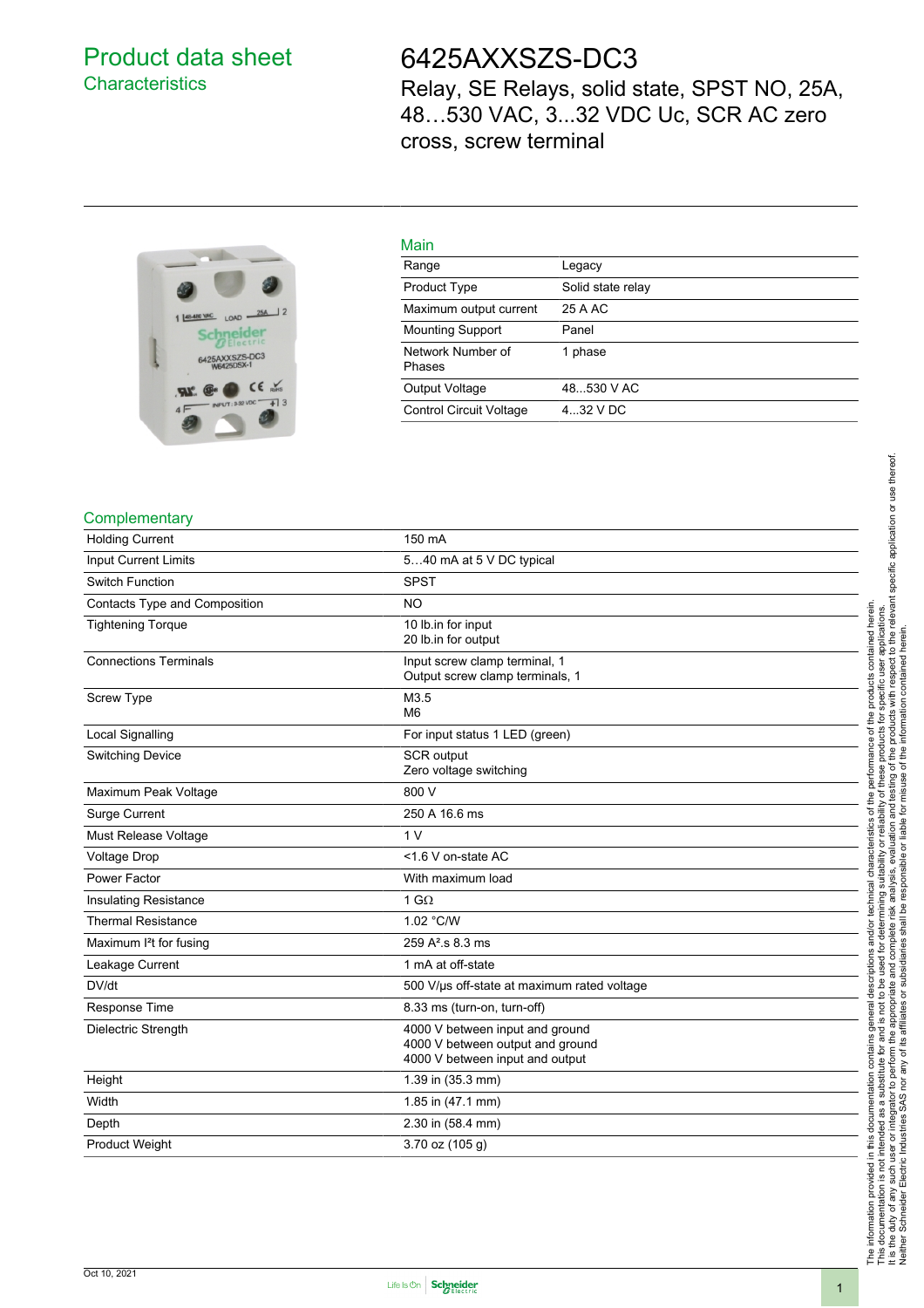# Product data sheet
## Characteristics

# 6425AXXSZS-DC3

Relay, SE Relays, solid state, SPST NO, 25A, 48…530 VAC, 3...32 VDC Uc, SCR AC zero cross, screw terminal

## Main

| | |
|---|---|
| Range | Legacy |
| Product Type | Solid state relay |
| Maximum output current | 25 A AC |
| Mounting Support | Panel |
| Network Number of Phases | 1 phase |
| Output Voltage | 48...530 V AC |
| Control Circuit Voltage | 4...32 V DC |

## Complementary

| | |
|---|---|
| Holding Current | 150 mA |
| Input Current Limits | 5…40 mA at 5 V DC typical |
| Switch Function | SPST |
| Contacts Type and Composition | NO |
| Tightening Torque | 10 lb.in for input<br>20 lb.in for output |
| Connections Terminals | Input screw clamp terminal, 1<br>Output screw clamp terminals, 1 |
| Screw Type | M3.5<br>M6 |
| Local Signalling | For input status 1 LED (green) |
| Switching Device | SCR output<br>Zero voltage switching |
| Maximum Peak Voltage | 800 V |
| Surge Current | 250 A 16.6 ms |
| Must Release Voltage | 1 V |
| Voltage Drop | <1.6 V on-state AC |
| Power Factor | With maximum load |
| Insulating Resistance | 1 GΩ |
| Thermal Resistance | 1.02 °C/W |
| Maximum I²t for fusing | 259 A².s 8.3 ms |
| Leakage Current | 1 mA at off-state |
| DV/dt | 500 V/µs off-state at maximum rated voltage |
| Response Time | 8.33 ms (turn-on, turn-off) |
| Dielectric Strength | 4000 V between input and ground<br>4000 V between output and ground<br>4000 V between input and output |
| Height | 1.39 in (35.3 mm) |
| Width | 1.85 in (47.1 mm) |
| Depth | 2.30 in (58.4 mm) |
| Product Weight | 3.70 oz (105 g) |

The information provided in this documentation contains general descriptions and/or technical characteristics of the performance of the products contained herein. This documentation is not intended as a substitute for and is not to be used for determining suitability or reliability of these products for specific user applications. It is the duty of any such user or integrator to perform the appropriate and complete risk analysis, evaluation and testing of the products with respect to the relevant specific application or use thereof. Neither Schneider Electric Industries SAS nor any of its affiliates or subsidiaries shall be responsible or liable for misuse of the information contained herein.

Oct 10, 2021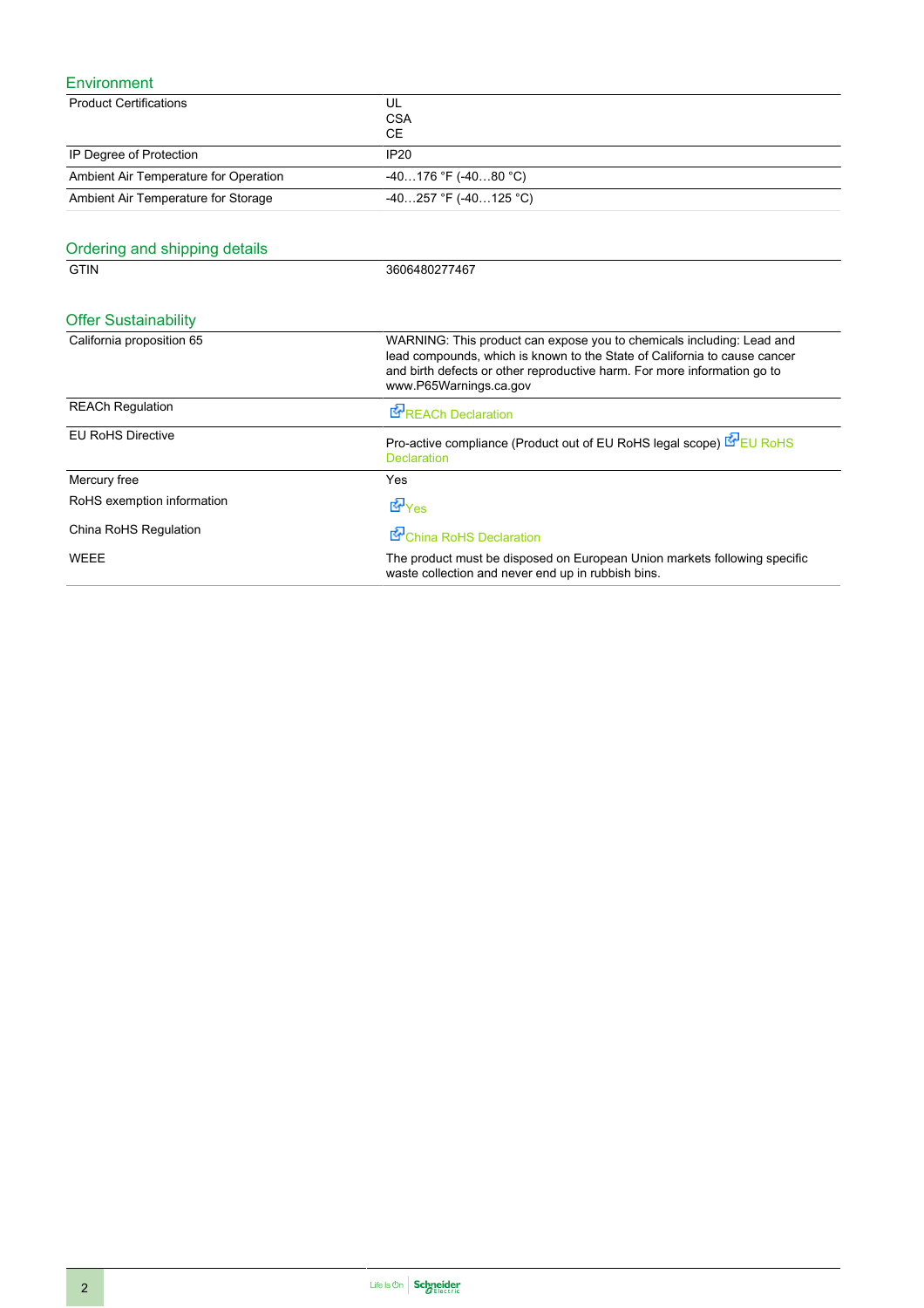## Environment

| | |
|---|---|
| Product Certifications | UL<br>CSA<br>CE |
| IP Degree of Protection | IP20 |
| Ambient Air Temperature for Operation | -40…176 °F (-40…80 °C) |
| Ambient Air Temperature for Storage | -40…257 °F (-40…125 °C) |

## Ordering and shipping details

| | |
|---|---|
| GTIN | 3606480277467 |

## Offer Sustainability

| | |
|---|---|
| California proposition 65 | WARNING: This product can expose you to chemicals including: Lead and lead compounds, which is known to the State of California to cause cancer and birth defects or other reproductive harm. For more information go to www.P65Warnings.ca.gov |
| REACh Regulation | REACh Declaration |
| EU RoHS Directive | Pro-active compliance (Product out of EU RoHS legal scope) EU RoHS Declaration |
| Mercury free | Yes |
| RoHS exemption information | Yes |
| China RoHS Regulation | China RoHS Declaration |
| WEEE | The product must be disposed on European Union markets following specific waste collection and never end up in rubbish bins. |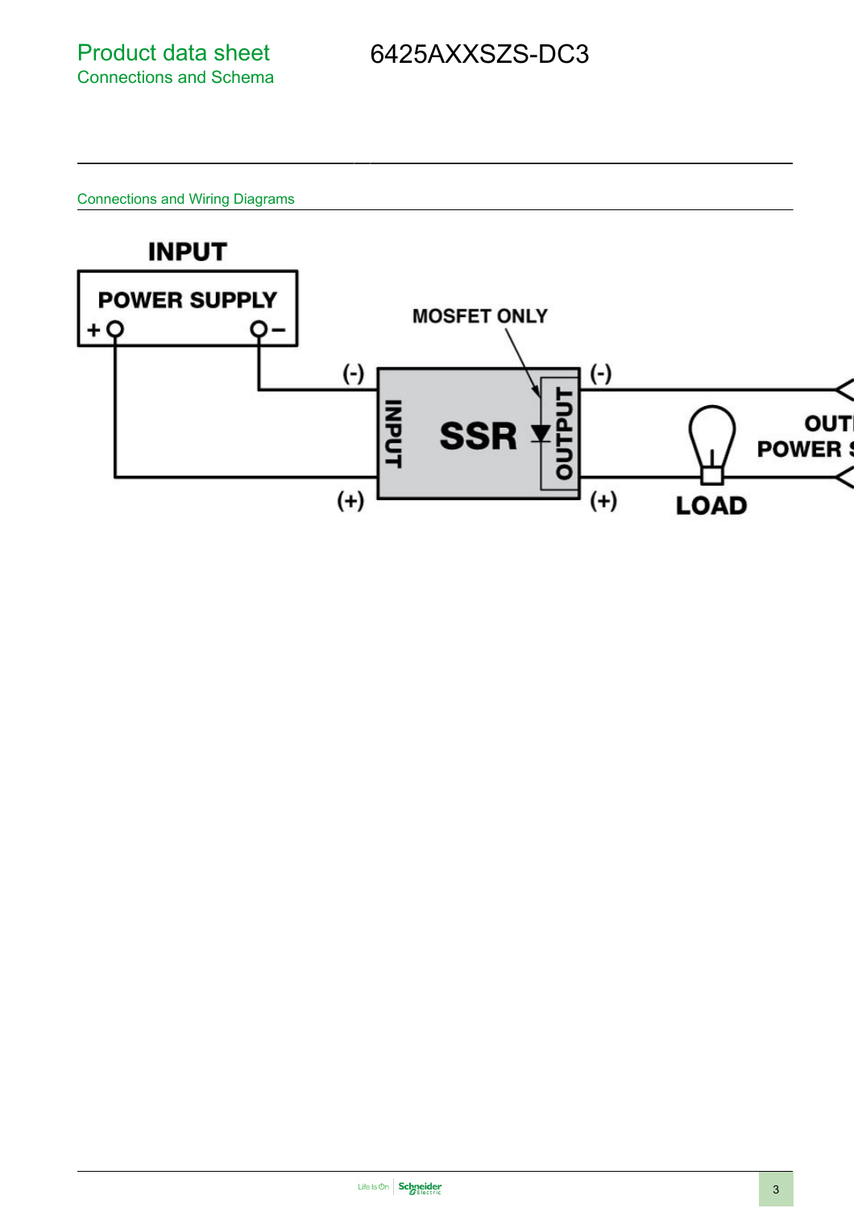# Product data sheet
## Connections and Schema

# 6425AXXSZS-DC3

### Connections and Wiring Diagrams

INPUT

POWER SUPPLY

+ −

MOSFET ONLY

(-) (-)

INPUT SSR OUTPUT

(+) (+)

LOAD

OUTPUT POWER SUPPLY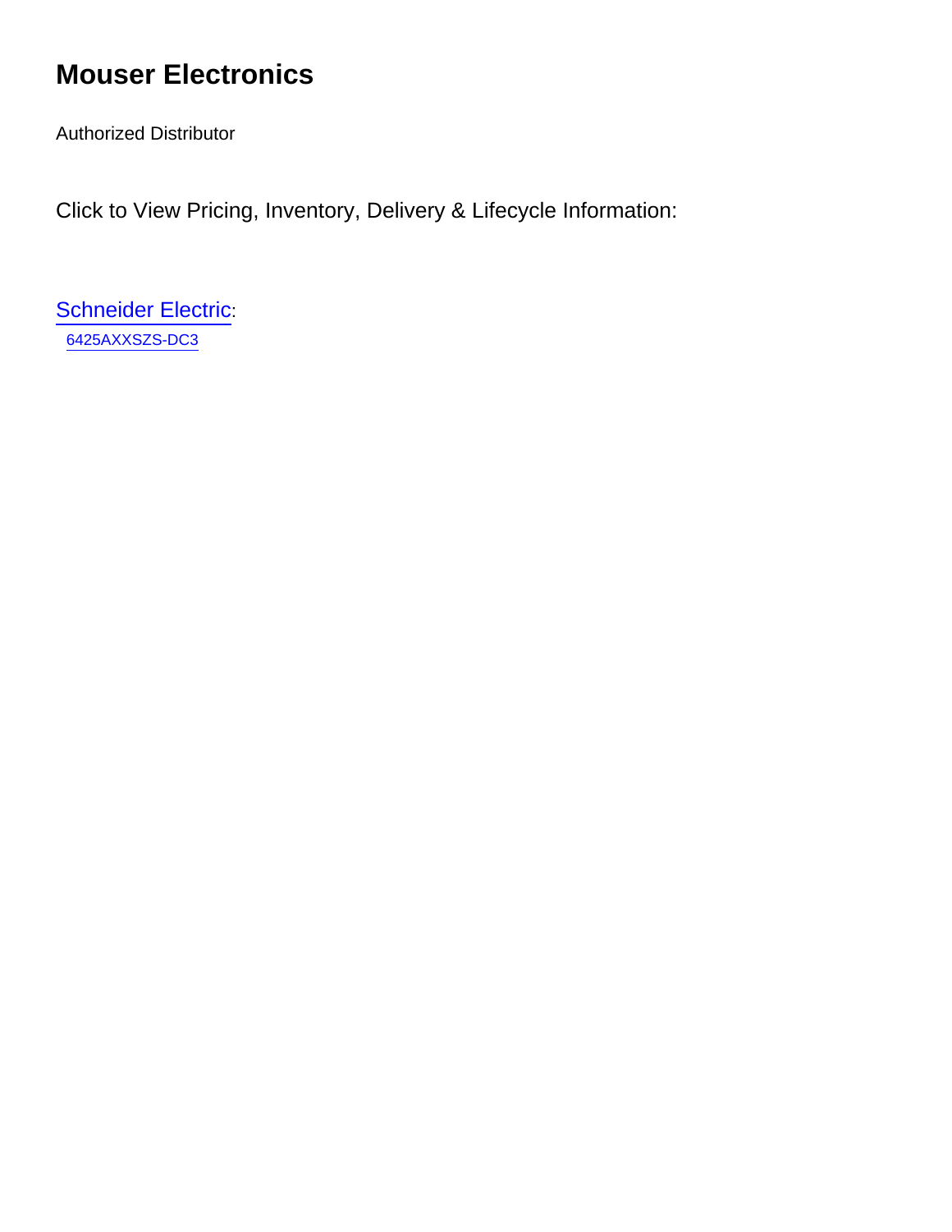# Mouser Electronics

Authorized Distributor

Click to View Pricing, Inventory, Delivery & Lifecycle Information:

Schneider Electric:

6425AXXSZS-DC3